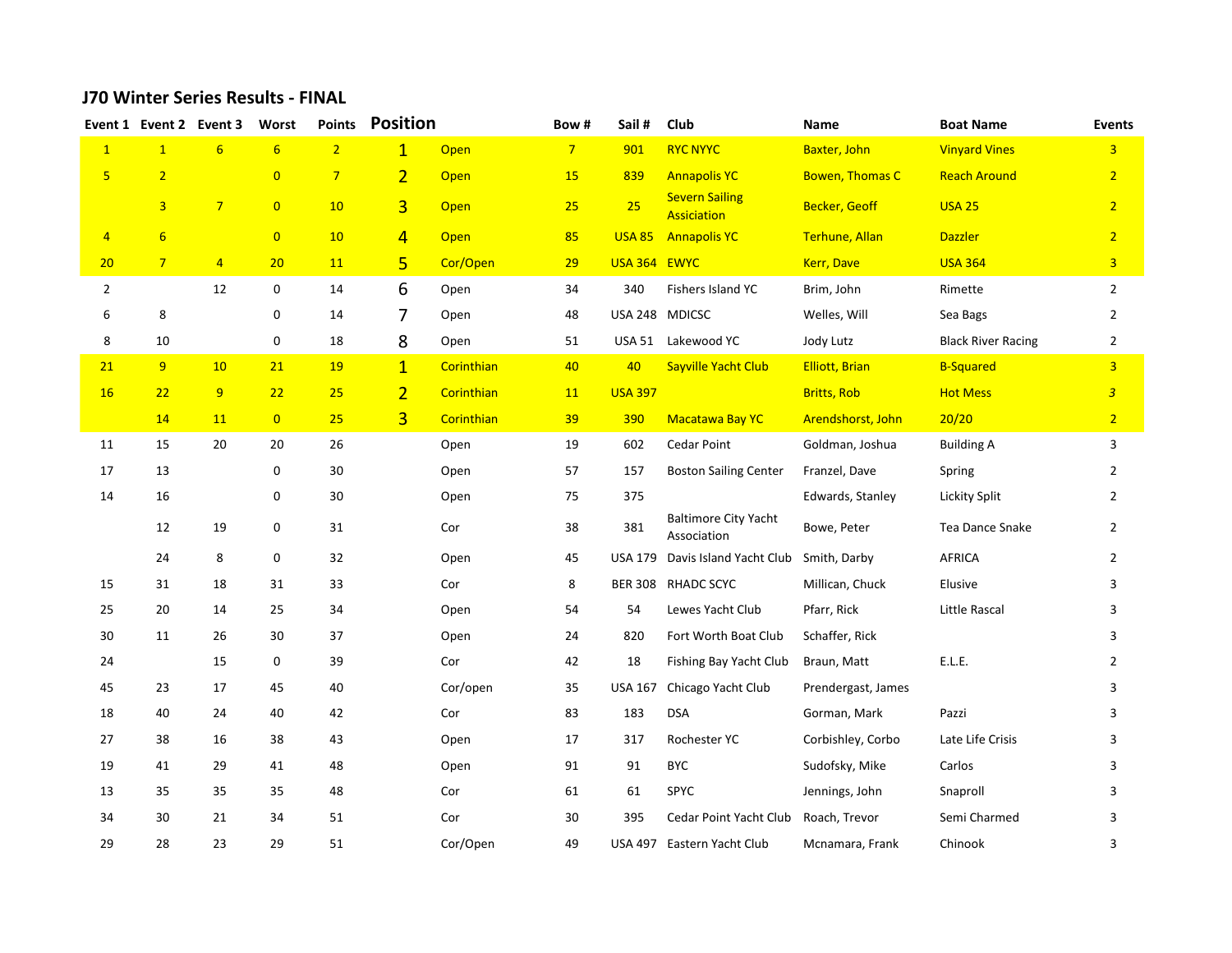## J70 Winter Series Results - FINAL

| Event 1 | Event 2 | Event 3 | Worst | Points | Position | | Bow # | Sail # | Club | Name | Boat Name | Events |
|---|---|---|---|---|---|---|---|---|---|---|---|---|
| 1 | 1 | 6 | 6 | 2 | 1 | Open | 7 | 901 | RYC NYYC | Baxter, John | Vinyard Vines | 3 |
| 5 | 2 | | 0 | 7 | 2 | Open | 15 | 839 | Annapolis YC | Bowen, Thomas C | Reach Around | 2 |
| | 3 | 7 | 0 | 10 | 3 | Open | 25 | 25 | Severn Sailing Asiciation | Becker, Geoff | USA 25 | 2 |
| 4 | 6 | | 0 | 10 | 4 | Open | 85 | USA 85 | Annapolis YC | Terhune, Allan | Dazzler | 2 |
| 20 | 7 | 4 | 20 | 11 | 5 | Cor/Open | 29 | USA 364 | EWYC | Kerr, Dave | USA 364 | 3 |
| 2 | | 12 | 0 | 14 | 6 | Open | 34 | 340 | Fishers Island YC | Brim, John | Rimette | 2 |
| 6 | 8 | | 0 | 14 | 7 | Open | 48 | USA 248 | MDICSC | Welles, Will | Sea Bags | 2 |
| 8 | 10 | | 0 | 18 | 8 | Open | 51 | USA 51 | Lakewood YC | Jody Lutz | Black River Racing | 2 |
| 21 | 9 | 10 | 21 | 19 | 1 | Corinthian | 40 | 40 | Sayville Yacht Club | Elliott, Brian | B-Squared | 3 |
| 16 | 22 | 9 | 22 | 25 | 2 | Corinthian | 11 | USA 397 | | Britts, Rob | Hot Mess | 3 |
| | 14 | 11 | 0 | 25 | 3 | Corinthian | 39 | 390 | Macatawa Bay YC | Arendshorst, John | 20/20 | 2 |
| 11 | 15 | 20 | 20 | 26 | | Open | 19 | 602 | Cedar Point | Goldman, Joshua | Building A | 3 |
| 17 | 13 | | 0 | 30 | | Open | 57 | 157 | Boston Sailing Center | Franzel, Dave | Spring | 2 |
| 14 | 16 | | 0 | 30 | | Open | 75 | 375 | | Edwards, Stanley | Lickity Split | 2 |
| | 12 | 19 | 0 | 31 | | Cor | 38 | 381 | Baltimore City Yacht Association | Bowe, Peter | Tea Dance Snake | 2 |
| | 24 | 8 | 0 | 32 | | Open | 45 | USA 179 | Davis Island Yacht Club | Smith, Darby | AFRICA | 2 |
| 15 | 31 | 18 | 31 | 33 | | Cor | 8 | BER 308 | RHADC SCYC | Millican, Chuck | Elusive | 3 |
| 25 | 20 | 14 | 25 | 34 | | Open | 54 | 54 | Lewes Yacht Club | Pfarr, Rick | Little Rascal | 3 |
| 30 | 11 | 26 | 30 | 37 | | Open | 24 | 820 | Fort Worth Boat Club | Schaffer, Rick | | 3 |
| 24 | | 15 | 0 | 39 | | Cor | 42 | 18 | Fishing Bay Yacht Club | Braun, Matt | E.L.E. | 2 |
| 45 | 23 | 17 | 45 | 40 | | Cor/open | 35 | USA 167 | Chicago Yacht Club | Prendergast, James | | 3 |
| 18 | 40 | 24 | 40 | 42 | | Cor | 83 | 183 | DSA | Gorman, Mark | Pazzi | 3 |
| 27 | 38 | 16 | 38 | 43 | | Open | 17 | 317 | Rochester YC | Corbishley, Corbo | Late Life Crisis | 3 |
| 19 | 41 | 29 | 41 | 48 | | Open | 91 | 91 | BYC | Sudofsky, Mike | Carlos | 3 |
| 13 | 35 | 35 | 35 | 48 | | Cor | 61 | 61 | SPYC | Jennings, John | Snaproll | 3 |
| 34 | 30 | 21 | 34 | 51 | | Cor | 30 | 395 | Cedar Point Yacht Club | Roach, Trevor | Semi Charmed | 3 |
| 29 | 28 | 23 | 29 | 51 | | Cor/Open | 49 | USA 497 | Eastern Yacht Club | Mcnamara, Frank | Chinook | 3 |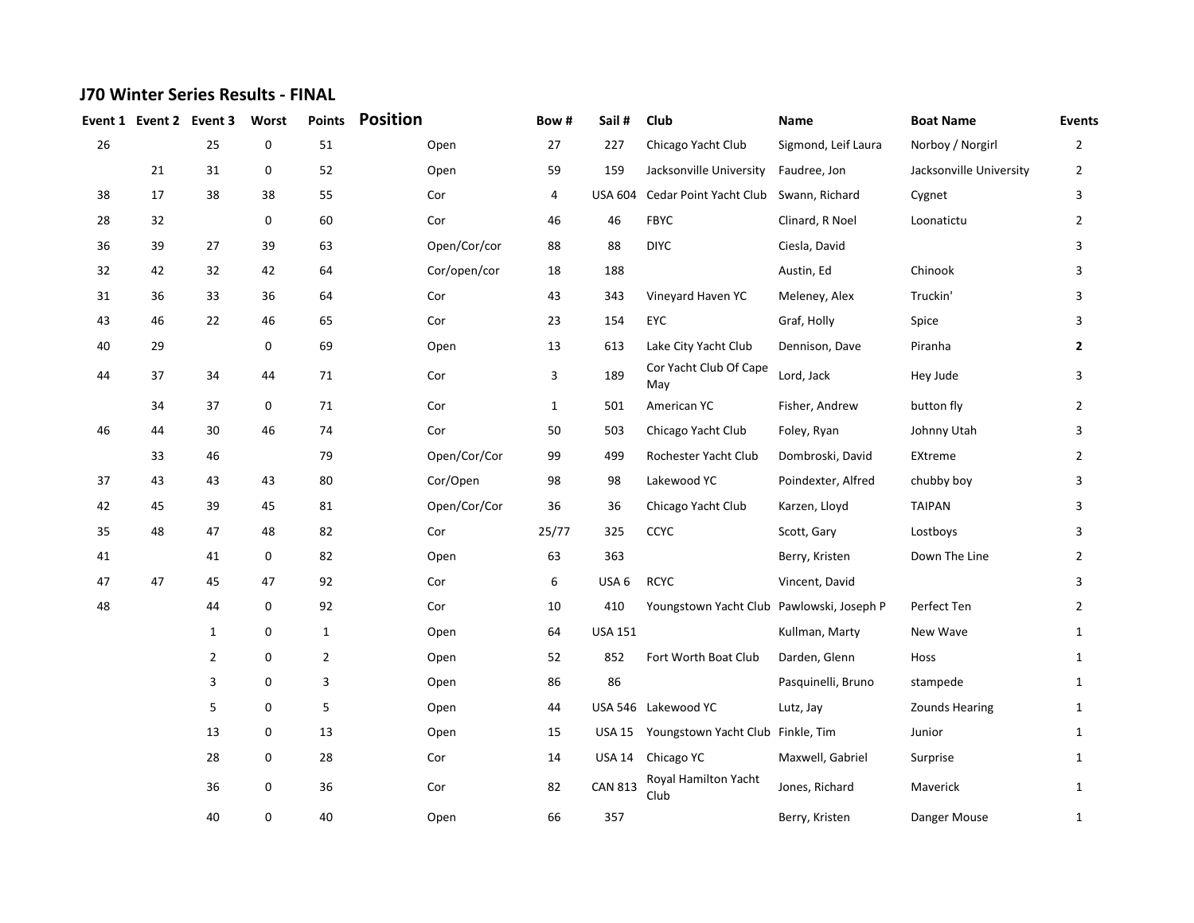## J70 Winter Series Results - FINAL

| Event 1 | Event 2 | Event 3 | Worst | Points | Position | Bow # | Sail # | Club | Name | Boat Name | Events |
|---|---|---|---|---|---|---|---|---|---|---|---|
| 26 | | 25 | 0 | 51 | Open | 27 | 227 | Chicago Yacht Club | Sigmond, Leif Laura | Norboy / Norgirl | 2 |
| | 21 | 31 | 0 | 52 | Open | 59 | 159 | Jacksonville University | Faudree, Jon | Jacksonville University | 2 |
| 38 | 17 | 38 | 38 | 55 | Cor | 4 | USA 604 | Cedar Point Yacht Club | Swann, Richard | Cygnet | 3 |
| 28 | 32 | | 0 | 60 | Cor | 46 | 46 | FBYC | Clinard, R Noel | Loonatictu | 2 |
| 36 | 39 | 27 | 39 | 63 | Open/Cor/cor | 88 | 88 | DIYC | Ciesla, David | | 3 |
| 32 | 42 | 32 | 42 | 64 | Cor/open/cor | 18 | 188 | | Austin, Ed | Chinook | 3 |
| 31 | 36 | 33 | 36 | 64 | Cor | 43 | 343 | Vineyard Haven YC | Meleney, Alex | Truckin' | 3 |
| 43 | 46 | 22 | 46 | 65 | Cor | 23 | 154 | EYC | Graf, Holly | Spice | 3 |
| 40 | 29 | | 0 | 69 | Open | 13 | 613 | Lake City Yacht Club | Dennison, Dave | Piranha | **2** |
| 44 | 37 | 34 | 44 | 71 | Cor | 3 | 189 | Cor Yacht Club Of Cape May | Lord, Jack | Hey Jude | 3 |
| | 34 | 37 | 0 | 71 | Cor | 1 | 501 | American YC | Fisher, Andrew | button fly | 2 |
| 46 | 44 | 30 | 46 | 74 | Cor | 50 | 503 | Chicago Yacht Club | Foley, Ryan | Johnny Utah | 3 |
| | 33 | 46 | | 79 | Open/Cor/Cor | 99 | 499 | Rochester Yacht Club | Dombroski, David | EXtreme | 2 |
| 37 | 43 | 43 | 43 | 80 | Cor/Open | 98 | 98 | Lakewood YC | Poindexter, Alfred | chubby boy | 3 |
| 42 | 45 | 39 | 45 | 81 | Open/Cor/Cor | 36 | 36 | Chicago Yacht Club | Karzen, Lloyd | TAIPAN | 3 |
| 35 | 48 | 47 | 48 | 82 | Cor | 25/77 | 325 | CCYC | Scott, Gary | Lostboys | 3 |
| 41 | | 41 | 0 | 82 | Open | 63 | 363 | | Berry, Kristen | Down The Line | 2 |
| 47 | 47 | 45 | 47 | 92 | Cor | 6 | USA 6 | RCYC | Vincent, David | | 3 |
| 48 | | 44 | 0 | 92 | Cor | 10 | 410 | Youngstown Yacht Club | Pawlowski, Joseph P | Perfect Ten | 2 |
| | | 1 | 0 | 1 | Open | 64 | USA 151 | | Kullman, Marty | New Wave | 1 |
| | | 2 | 0 | 2 | Open | 52 | 852 | Fort Worth Boat Club | Darden, Glenn | Hoss | 1 |
| | | 3 | 0 | 3 | Open | 86 | 86 | | Pasquinelli, Bruno | stampede | 1 |
| | | 5 | 0 | 5 | Open | 44 | USA 546 | Lakewood YC | Lutz, Jay | Zounds Hearing | 1 |
| | | 13 | 0 | 13 | Open | 15 | USA 15 | Youngstown Yacht Club | Finkle, Tim | Junior | 1 |
| | | 28 | 0 | 28 | Cor | 14 | USA 14 | Chicago YC | Maxwell, Gabriel | Surprise | 1 |
| | | 36 | 0 | 36 | Cor | 82 | CAN 813 | Royal Hamilton Yacht Club | Jones, Richard | Maverick | 1 |
| | | 40 | 0 | 40 | Open | 66 | 357 | | Berry, Kristen | Danger Mouse | 1 |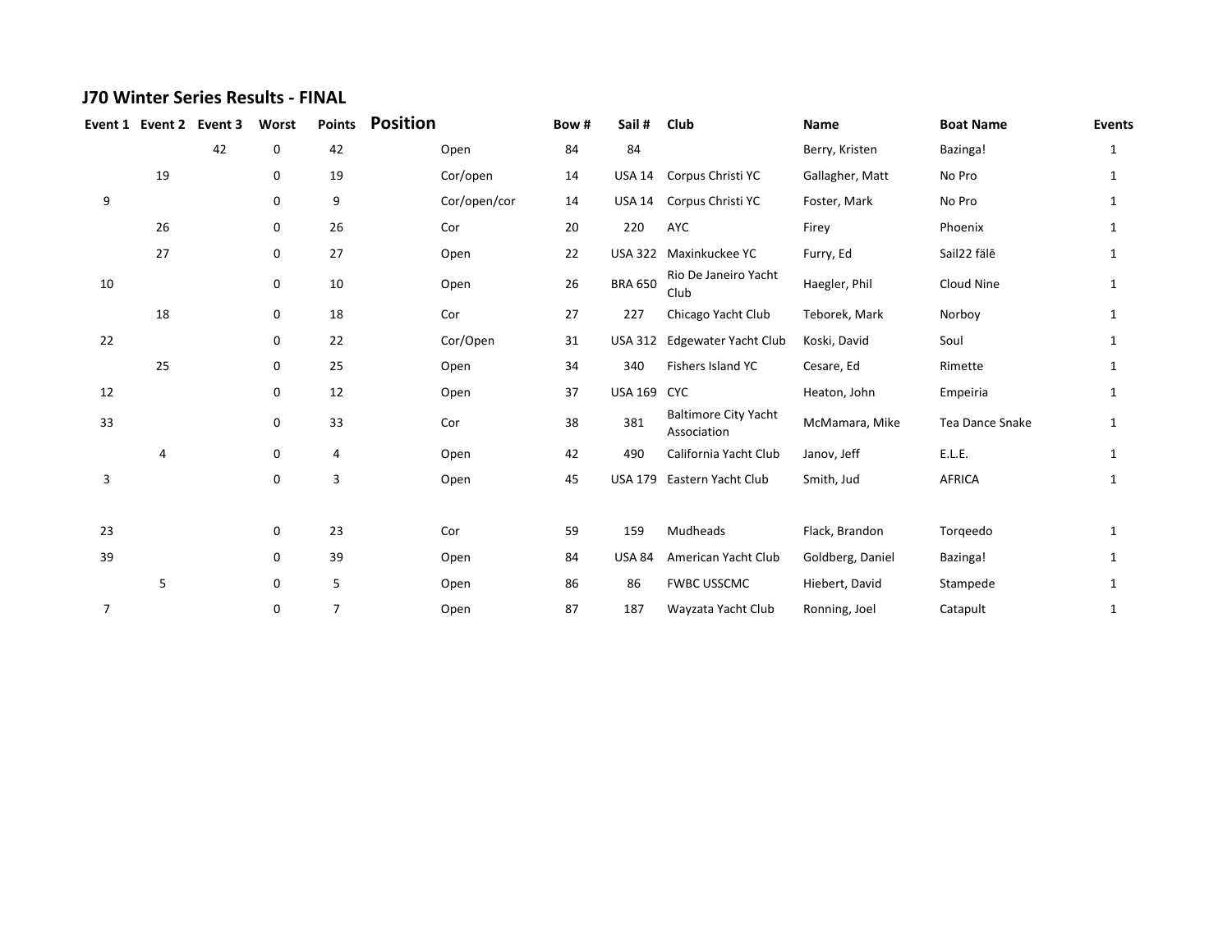## J70 Winter Series Results - FINAL

| Event 1 | Event 2 | Event 3 | Worst | Points | Position | Bow # | Sail # | Club | Name | Boat Name | Events |
|---|---|---|---|---|---|---|---|---|---|---|---|
| | | 42 | 0 | 42 | Open | 84 | 84 | | Berry, Kristen | Bazinga! | 1 |
| | 19 | | 0 | 19 | Cor/open | 14 | USA 14 | Corpus Christi YC | Gallagher, Matt | No Pro | 1 |
| 9 | | | 0 | 9 | Cor/open/cor | 14 | USA 14 | Corpus Christi YC | Foster, Mark | No Pro | 1 |
| | 26 | | 0 | 26 | Cor | 20 | 220 | AYC | Firey | Phoenix | 1 |
| | 27 | | 0 | 27 | Open | 22 | USA 322 | Maxinkuckee YC | Furry, Ed | Sail22 fālē | 1 |
| 10 | | | 0 | 10 | Open | 26 | BRA 650 | Rio De Janeiro Yacht Club | Haegler, Phil | Cloud Nine | 1 |
| | 18 | | 0 | 18 | Cor | 27 | 227 | Chicago Yacht Club | Teborek, Mark | Norboy | 1 |
| 22 | | | 0 | 22 | Cor/Open | 31 | USA 312 | Edgewater Yacht Club | Koski, David | Soul | 1 |
| | 25 | | 0 | 25 | Open | 34 | 340 | Fishers Island YC | Cesare, Ed | Rimette | 1 |
| 12 | | | 0 | 12 | Open | 37 | USA 169 | CYC | Heaton, John | Empeiria | 1 |
| 33 | | | 0 | 33 | Cor | 38 | 381 | Baltimore City Yacht Association | McMamara, Mike | Tea Dance Snake | 1 |
| | 4 | | 0 | 4 | Open | 42 | 490 | California Yacht Club | Janov, Jeff | E.L.E. | 1 |
| 3 | | | 0 | 3 | Open | 45 | USA 179 | Eastern Yacht Club | Smith, Jud | AFRICA | 1 |
| | | | | | | | | | | | |
| 23 | | | 0 | 23 | Cor | 59 | 159 | Mudheads | Flack, Brandon | Torqeedo | 1 |
| 39 | | | 0 | 39 | Open | 84 | USA 84 | American Yacht Club | Goldberg, Daniel | Bazinga! | 1 |
| | 5 | | 0 | 5 | Open | 86 | 86 | FWBC USSCMC | Hiebert, David | Stampede | 1 |
| 7 | | | 0 | 7 | Open | 87 | 187 | Wayzata Yacht Club | Ronning, Joel | Catapult | 1 |